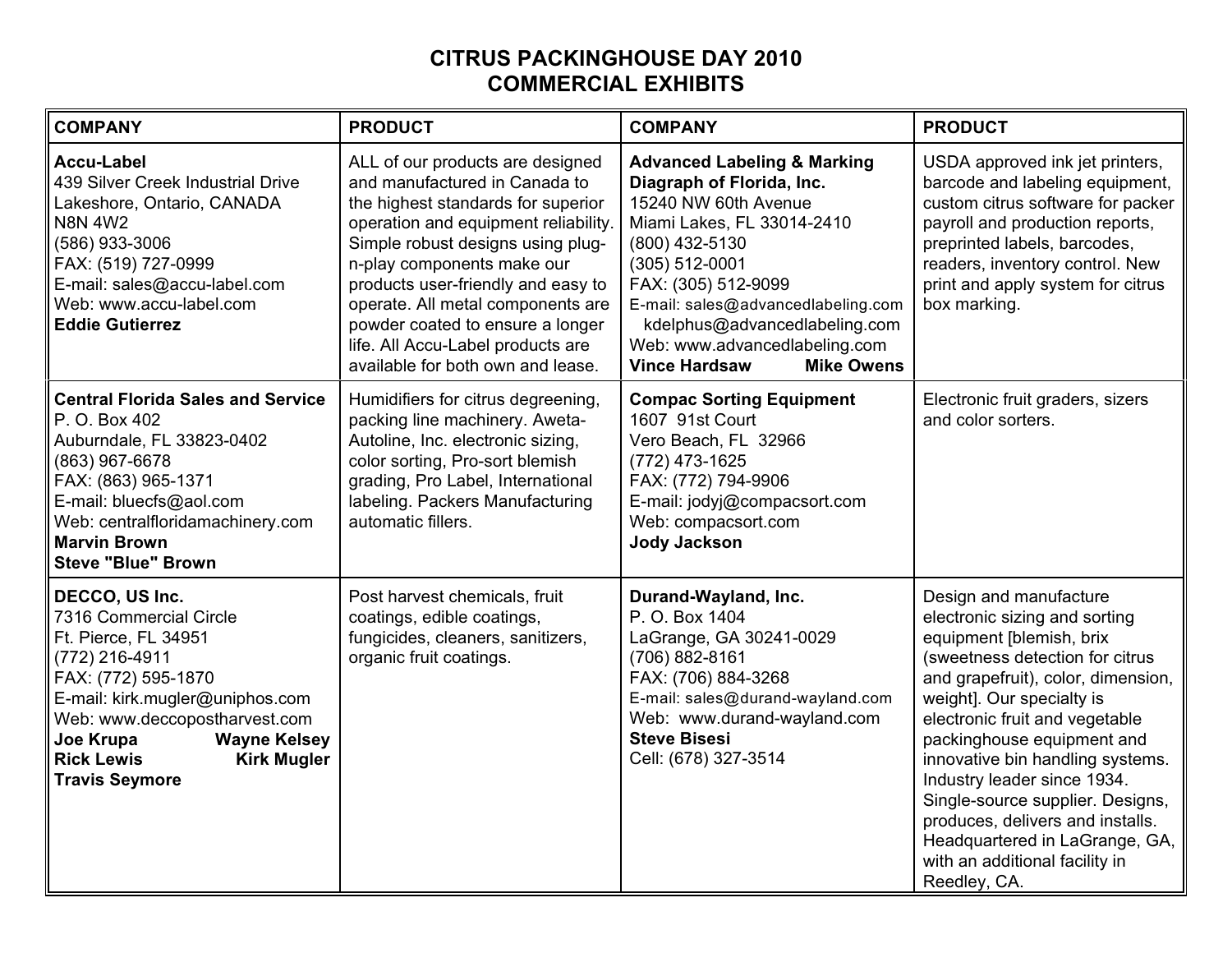# CITRUS PACKINGHOUSE DAY 2010
# COMMERCIAL EXHIBITS

| COMPANY | PRODUCT | COMPANY | PRODUCT |
|---|---|---|---|
| **Accu-Label**<br>439 Silver Creek Industrial Drive<br>Lakeshore, Ontario, CANADA<br>N8N 4W2<br>(586) 933-3006<br>FAX: (519) 727-0999<br>E-mail: sales@accu-label.com<br>Web: www.accu-label.com<br>**Eddie Gutierrez** | ALL of our products are designed and manufactured in Canada to the highest standards for superior operation and equipment reliability. Simple robust designs using plug-n-play components make our products user-friendly and easy to operate. All metal components are powder coated to ensure a longer life. All Accu-Label products are available for both own and lease. | **Advanced Labeling & Marking Diagraph of Florida, Inc.**<br>15240 NW 60th Avenue<br>Miami Lakes, FL 33014-2410<br>(800) 432-5130<br>(305) 512-0001<br>FAX: (305) 512-9099<br>E-mail: sales@advancedlabeling.com<br>kdelphus@advancedlabeling.com<br>Web: www.advancedlabeling.com<br>**Vince Hardsaw Mike Owens** | USDA approved ink jet printers, barcode and labeling equipment, custom citrus software for packer payroll and production reports, preprinted labels, barcodes, readers, inventory control. New print and apply system for citrus box marking. |
| **Central Florida Sales and Service**<br>P. O. Box 402<br>Auburndale, FL 33823-0402<br>(863) 967-6678<br>FAX: (863) 965-1371<br>E-mail: bluecfs@aol.com<br>Web: centralfloridamachinery.com<br>**Marvin Brown**<br>**Steve "Blue" Brown** | Humidifiers for citrus degreening, packing line machinery. Aweta-Autoline, Inc. electronic sizing, color sorting, Pro-sort blemish grading, Pro Label, International labeling. Packers Manufacturing automatic fillers. | **Compac Sorting Equipment**<br>1607 91st Court<br>Vero Beach, FL 32966<br>(772) 473-1625<br>FAX: (772) 794-9906<br>E-mail: jodyj@compacsort.com<br>Web: compacsort.com<br>**Jody Jackson** | Electronic fruit graders, sizers and color sorters. |
| **DECCO, US Inc.**<br>7316 Commercial Circle<br>Ft. Pierce, FL 34951<br>(772) 216-4911<br>FAX: (772) 595-1870<br>E-mail: kirk.mugler@uniphos.com<br>Web: www.deccopostharvest.com<br>**Joe Krupa Wayne Kelsey**<br>**Rick Lewis Kirk Mugler**<br>**Travis Seymore** | Post harvest chemicals, fruit coatings, edible coatings, fungicides, cleaners, sanitizers, organic fruit coatings. | **Durand-Wayland, Inc.**<br>P. O. Box 1404<br>LaGrange, GA 30241-0029<br>(706) 882-8161<br>FAX: (706) 884-3268<br>E-mail: sales@durand-wayland.com<br>Web: www.durand-wayland.com<br>**Steve Bisesi**<br>Cell: (678) 327-3514 | Design and manufacture electronic sizing and sorting equipment [blemish, brix (sweetness detection for citrus and grapefruit), color, dimension, weight]. Our specialty is electronic fruit and vegetable packinghouse equipment and innovative bin handling systems. Industry leader since 1934. Single-source supplier. Designs, produces, delivers and installs. Headquartered in LaGrange, GA, with an additional facility in Reedley, CA. |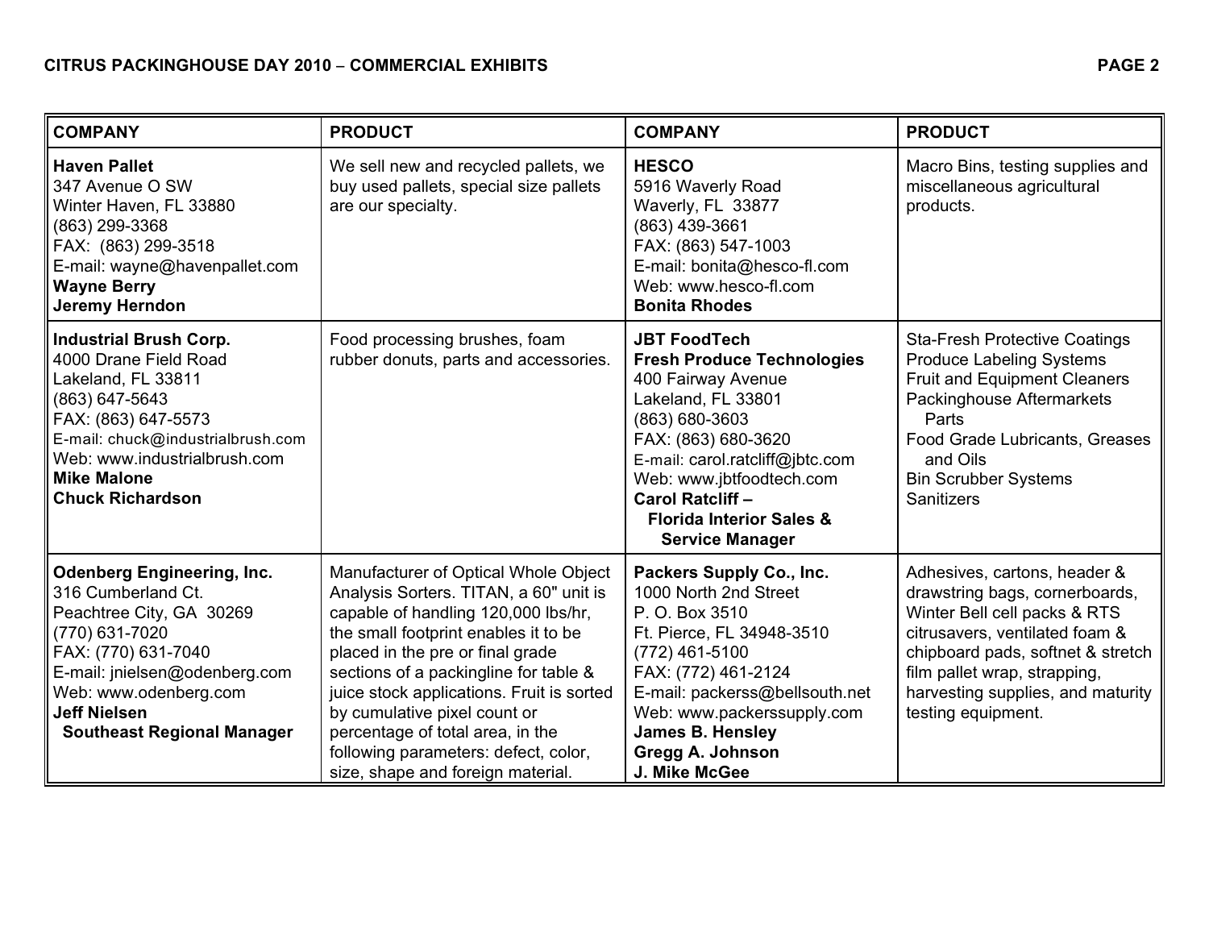| COMPANY | PRODUCT | COMPANY | PRODUCT |
|---|---|---|---|
| **Haven Pallet**<br>347 Avenue O SW<br>Winter Haven, FL 33880<br>(863) 299-3368<br>FAX: (863) 299-3518<br>E-mail: wayne@havenpallet.com<br>**Wayne Berry**<br>**Jeremy Herndon** | We sell new and recycled pallets, we buy used pallets, special size pallets are our specialty. | **HESCO**<br>5916 Waverly Road<br>Waverly, FL 33877<br>(863) 439-3661<br>FAX: (863) 547-1003<br>E-mail: bonita@hesco-fl.com<br>Web: www.hesco-fl.com<br>**Bonita Rhodes** | Macro Bins, testing supplies and miscellaneous agricultural products. |
| **Industrial Brush Corp.**<br>4000 Drane Field Road<br>Lakeland, FL 33811<br>(863) 647-5643<br>FAX: (863) 647-5573<br>E-mail: chuck@industrialbrush.com<br>Web: www.industrialbrush.com<br>**Mike Malone**<br>**Chuck Richardson** | Food processing brushes, foam rubber donuts, parts and accessories. | **JBT FoodTech**<br>**Fresh Produce Technologies**<br>400 Fairway Avenue<br>Lakeland, FL 33801<br>(863) 680-3603<br>FAX: (863) 680-3620<br>E-mail: carol.ratcliff@jbtc.com<br>Web: www.jbtfoodtech.com<br>**Carol Ratcliff – Florida Interior Sales & Service Manager** | Sta-Fresh Protective Coatings<br>Produce Labeling Systems<br>Fruit and Equipment Cleaners<br>Packinghouse Aftermarkets Parts<br>Food Grade Lubricants, Greases and Oils<br>Bin Scrubber Systems<br>Sanitizers |
| **Odenberg Engineering, Inc.**<br>316 Cumberland Ct.<br>Peachtree City, GA 30269<br>(770) 631-7020<br>FAX: (770) 631-7040<br>E-mail: jnielsen@odenberg.com<br>Web: www.odenberg.com<br>**Jeff Nielsen**<br>**Southeast Regional Manager** | Manufacturer of Optical Whole Object Analysis Sorters. TITAN, a 60" unit is capable of handling 120,000 lbs/hr, the small footprint enables it to be placed in the pre or final grade sections of a packingline for table & juice stock applications. Fruit is sorted by cumulative pixel count or percentage of total area, in the following parameters: defect, color, size, shape and foreign material. | **Packers Supply Co., Inc.**<br>1000 North 2nd Street<br>P. O. Box 3510<br>Ft. Pierce, FL 34948-3510<br>(772) 461-5100<br>FAX: (772) 461-2124<br>E-mail: packerss@bellsouth.net<br>Web: www.packerssupply.com<br>**James B. Hensley**<br>**Gregg A. Johnson**<br>**J. Mike McGee** | Adhesives, cartons, header & drawstring bags, cornerboards, Winter Bell cell packs & RTS citrusavers, ventilated foam & chipboard pads, softnet & stretch film pallet wrap, strapping, harvesting supplies, and maturity testing equipment. |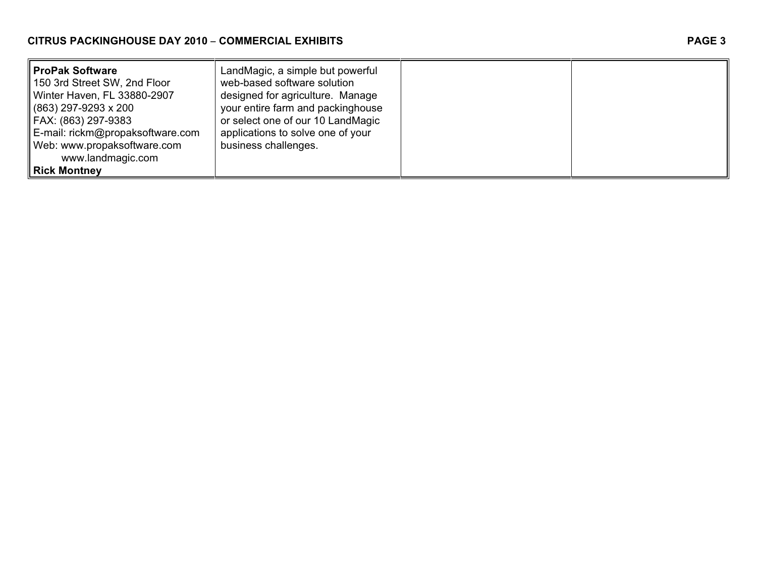| | | | |
|---|---|---|---|
| **ProPak Software**<br>150 3rd Street SW, 2nd Floor<br>Winter Haven, FL 33880-2907<br>(863) 297-9293 x 200<br>FAX: (863) 297-9383<br>E-mail: rickm@propaksoftware.com<br>Web: www.propaksoftware.com<br>www.landmagic.com<br>**Rick Montney** | LandMagic, a simple but powerful web-based software solution designed for agriculture. Manage your entire farm and packinghouse or select one of our 10 LandMagic applications to solve one of your business challenges. | | |